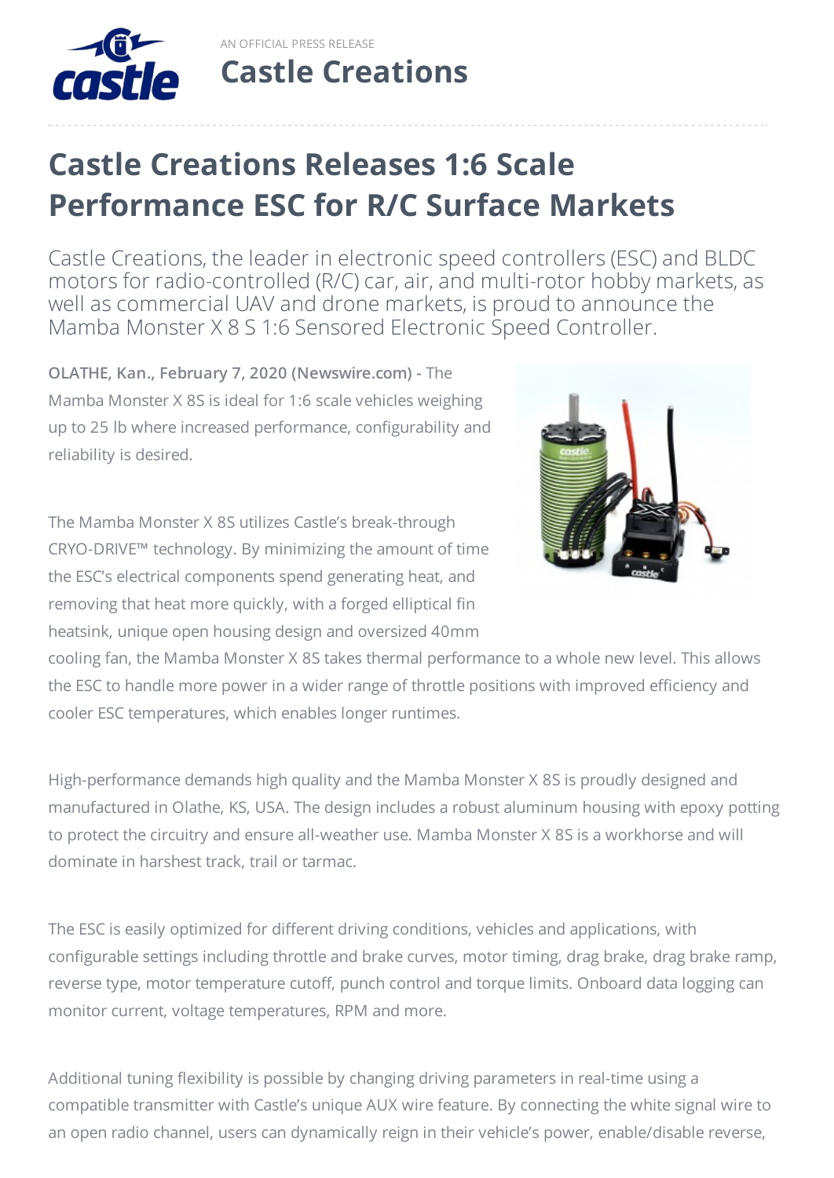AN OFFICIAL PRESS RELEASE

**Castle Creations**

# Castle Creations Releases 1:6 Scale Performance ESC for R/C Surface Markets

Castle Creations, the leader in electronic speed controllers (ESC) and BLDC motors for radio-controlled (R/C) car, air, and multi-rotor hobby markets, as well as commercial UAV and drone markets, is proud to announce the Mamba Monster X 8 S 1:6 Sensored Electronic Speed Controller.

**OLATHE, Kan., February 7, 2020 (Newswire.com) -** The Mamba Monster X 8S is ideal for 1:6 scale vehicles weighing up to 25 lb where increased performance, configurability and reliability is desired.

The Mamba Monster X 8S utilizes Castle's break-through CRYO-DRIVE™ technology. By minimizing the amount of time the ESC's electrical components spend generating heat, and removing that heat more quickly, with a forged elliptical fin heatsink, unique open housing design and oversized 40mm cooling fan, the Mamba Monster X 8S takes thermal performance to a whole new level. This allows the ESC to handle more power in a wider range of throttle positions with improved efficiency and cooler ESC temperatures, which enables longer runtimes.

High-performance demands high quality and the Mamba Monster X 8S is proudly designed and manufactured in Olathe, KS, USA. The design includes a robust aluminum housing with epoxy potting to protect the circuitry and ensure all-weather use. Mamba Monster X 8S is a workhorse and will dominate in harshest track, trail or tarmac.

The ESC is easily optimized for different driving conditions, vehicles and applications, with configurable settings including throttle and brake curves, motor timing, drag brake, drag brake ramp, reverse type, motor temperature cutoff, punch control and torque limits. Onboard data logging can monitor current, voltage temperatures, RPM and more.

Additional tuning flexibility is possible by changing driving parameters in real-time using a compatible transmitter with Castle's unique AUX wire feature. By connecting the white signal wire to an open radio channel, users can dynamically reign in their vehicle's power, enable/disable reverse,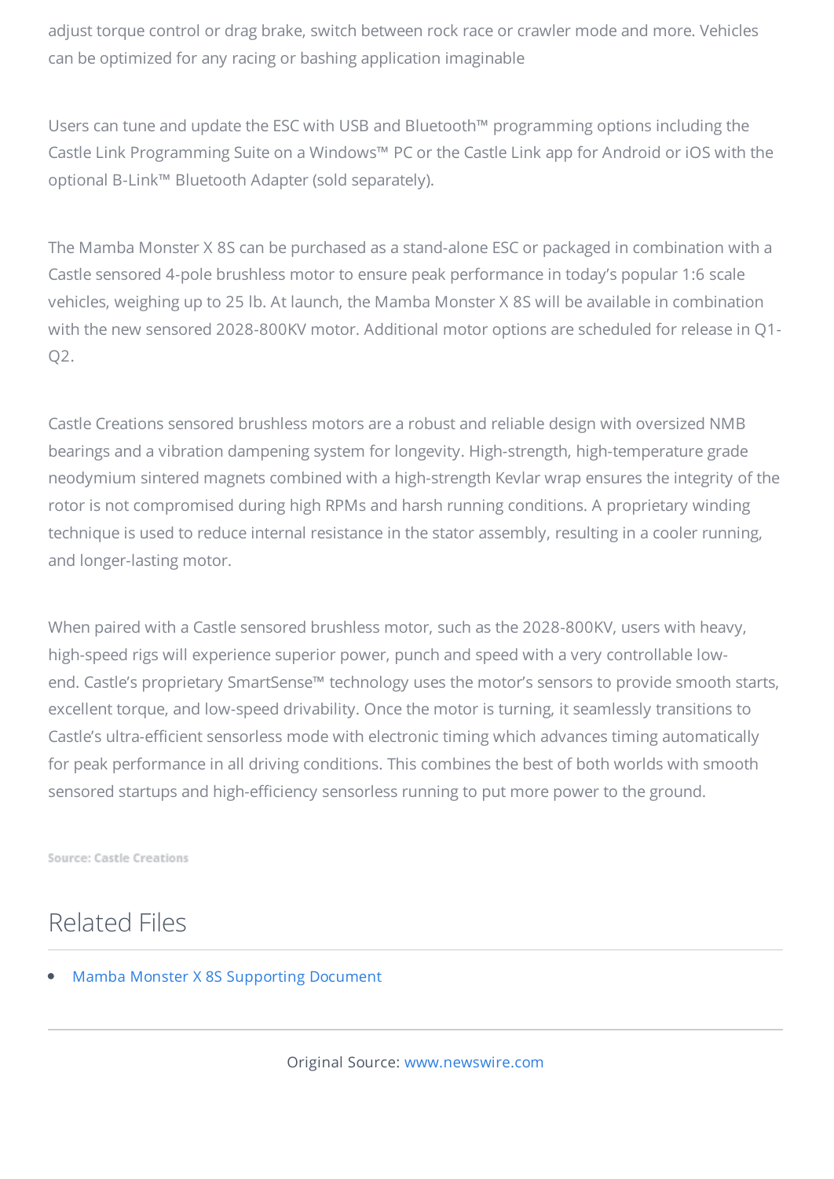adjust torque control or drag brake, switch between rock race or crawler mode and more. Vehicles can be optimized for any racing or bashing application imaginable

Users can tune and update the ESC with USB and Bluetooth™ programming options including the Castle Link Programming Suite on a Windows™ PC or the Castle Link app for Android or iOS with the optional B-Link™ Bluetooth Adapter (sold separately).

The Mamba Monster X 8S can be purchased as a stand-alone ESC or packaged in combination with a Castle sensored 4-pole brushless motor to ensure peak performance in today's popular 1:6 scale vehicles, weighing up to 25 lb. At launch, the Mamba Monster X 8S will be available in combination with the new sensored 2028-800KV motor. Additional motor options are scheduled for release in Q1-Q2.

Castle Creations sensored brushless motors are a robust and reliable design with oversized NMB bearings and a vibration dampening system for longevity. High-strength, high-temperature grade neodymium sintered magnets combined with a high-strength Kevlar wrap ensures the integrity of the rotor is not compromised during high RPMs and harsh running conditions. A proprietary winding technique is used to reduce internal resistance in the stator assembly, resulting in a cooler running, and longer-lasting motor.

When paired with a Castle sensored brushless motor, such as the 2028-800KV, users with heavy, high-speed rigs will experience superior power, punch and speed with a very controllable low-end. Castle's proprietary SmartSense™ technology uses the motor's sensors to provide smooth starts, excellent torque, and low-speed drivability. Once the motor is turning, it seamlessly transitions to Castle's ultra-efficient sensorless mode with electronic timing which advances timing automatically for peak performance in all driving conditions. This combines the best of both worlds with smooth sensored startups and high-efficiency sensorless running to put more power to the ground.

**Source: Castle Creations**

## Related Files

- Mamba Monster X 8S Supporting Document

Original Source: www.newswire.com